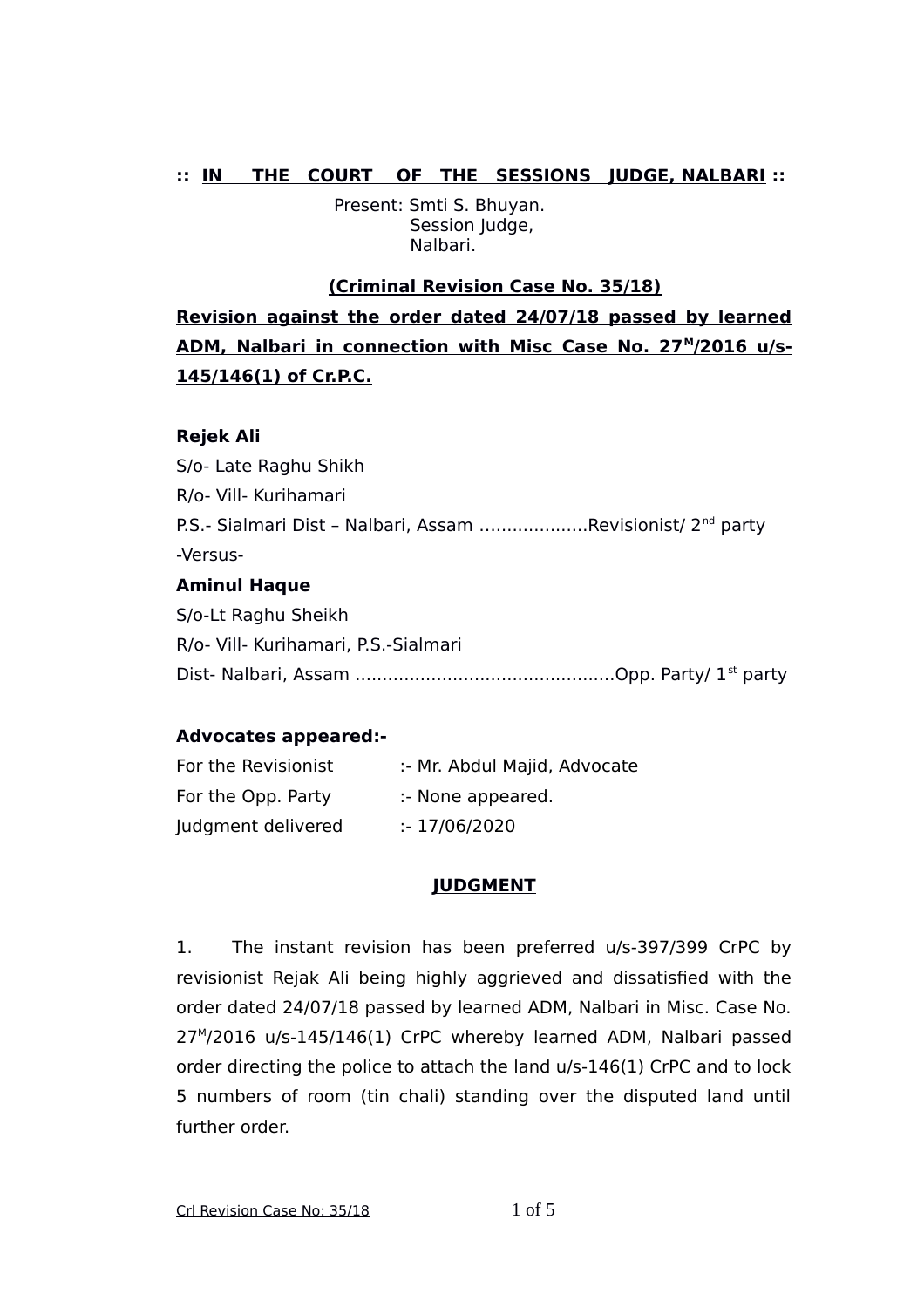**:: IN THE COURT OF THE SESSIONS JUDGE, NALBARI ::**

Present: Smti S. Bhuyan.
Session Judge,
Nalbari.

**(Criminal Revision Case No. 35/18)**

**Revision against the order dated 24/07/18 passed by learned ADM, Nalbari in connection with Misc Case No. 27$^{M}$/2016 u/s-145/146(1) of Cr.P.C.**

**Rejek Ali**
S/o- Late Raghu Shikh
R/o- Vill- Kurihamari
P.S.- Sialmari Dist – Nalbari, Assam ....................Revisionist/ 2nd party

-Versus-

**Aminul Haque**
S/o-Lt Raghu Sheikh
R/o- Vill- Kurihamari, P.S.-Sialmari
Dist- Nalbari, Assam ................................................Opp. Party/ 1st party

**Advocates appeared:-**

For the Revisionist :- Mr. Abdul Majid, Advocate
For the Opp. Party :- None appeared.
Judgment delivered :- 17/06/2020

**JUDGMENT**

1. The instant revision has been preferred u/s-397/399 CrPC by revisionist Rejak Ali being highly aggrieved and dissatisfied with the order dated 24/07/18 passed by learned ADM, Nalbari in Misc. Case No. 27$^{M}$/2016 u/s-145/146(1) CrPC whereby learned ADM, Nalbari passed order directing the police to attach the land u/s-146(1) CrPC and to lock 5 numbers of room (tin chali) standing over the disputed land until further order.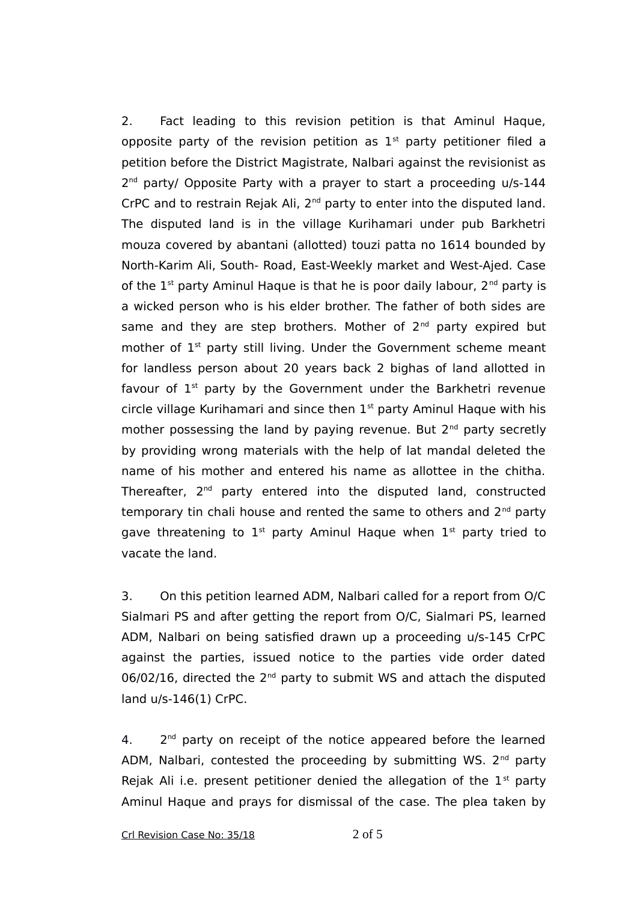2. Fact leading to this revision petition is that Aminul Haque, opposite party of the revision petition as 1st party petitioner filed a petition before the District Magistrate, Nalbari against the revisionist as 2nd party/ Opposite Party with a prayer to start a proceeding u/s-144 CrPC and to restrain Rejak Ali, 2nd party to enter into the disputed land. The disputed land is in the village Kurihamari under pub Barkhetri mouza covered by abantani (allotted) touzi patta no 1614 bounded by North-Karim Ali, South- Road, East-Weekly market and West-Ajed. Case of the 1st party Aminul Haque is that he is poor daily labour, 2nd party is a wicked person who is his elder brother. The father of both sides are same and they are step brothers. Mother of 2nd party expired but mother of 1st party still living. Under the Government scheme meant for landless person about 20 years back 2 bighas of land allotted in favour of 1st party by the Government under the Barkhetri revenue circle village Kurihamari and since then 1st party Aminul Haque with his mother possessing the land by paying revenue. But 2nd party secretly by providing wrong materials with the help of lat mandal deleted the name of his mother and entered his name as allottee in the chitha. Thereafter, 2nd party entered into the disputed land, constructed temporary tin chali house and rented the same to others and 2nd party gave threatening to 1st party Aminul Haque when 1st party tried to vacate the land.

3. On this petition learned ADM, Nalbari called for a report from O/C Sialmari PS and after getting the report from O/C, Sialmari PS, learned ADM, Nalbari on being satisfied drawn up a proceeding u/s-145 CrPC against the parties, issued notice to the parties vide order dated 06/02/16, directed the 2nd party to submit WS and attach the disputed land u/s-146(1) CrPC.

4. 2nd party on receipt of the notice appeared before the learned ADM, Nalbari, contested the proceeding by submitting WS. 2nd party Rejak Ali i.e. present petitioner denied the allegation of the 1st party Aminul Haque and prays for dismissal of the case. The plea taken by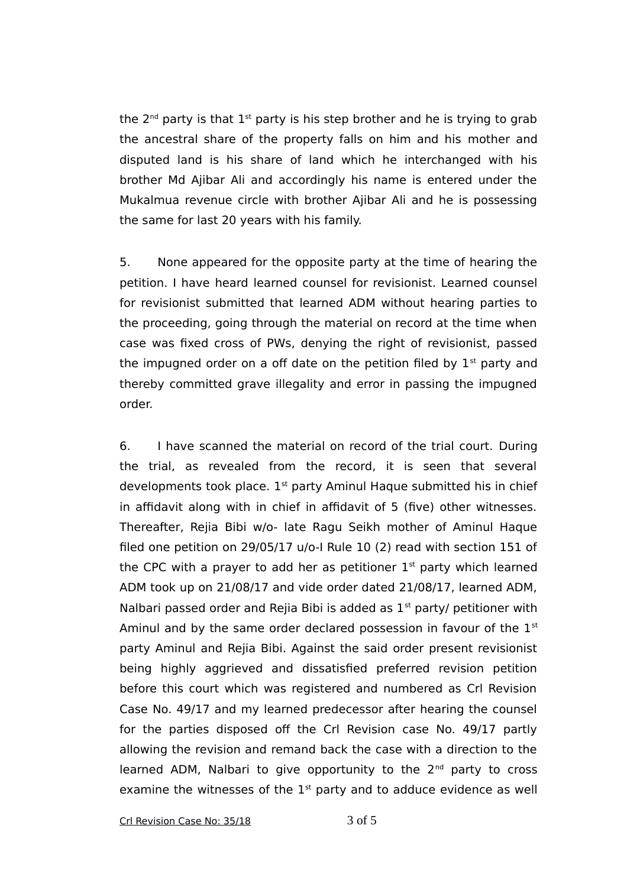the 2nd party is that 1st party is his step brother and he is trying to grab the ancestral share of the property falls on him and his mother and disputed land is his share of land which he interchanged with his brother Md Ajibar Ali and accordingly his name is entered under the Mukalmua revenue circle with brother Ajibar Ali and he is possessing the same for last 20 years with his family.

5. None appeared for the opposite party at the time of hearing the petition. I have heard learned counsel for revisionist. Learned counsel for revisionist submitted that learned ADM without hearing parties to the proceeding, going through the material on record at the time when case was fixed cross of PWs, denying the right of revisionist, passed the impugned order on a off date on the petition filed by 1st party and thereby committed grave illegality and error in passing the impugned order.

6. I have scanned the material on record of the trial court. During the trial, as revealed from the record, it is seen that several developments took place. 1st party Aminul Haque submitted his in chief in affidavit along with in chief in affidavit of 5 (five) other witnesses. Thereafter, Rejia Bibi w/o- late Ragu Seikh mother of Aminul Haque filed one petition on 29/05/17 u/o-I Rule 10 (2) read with section 151 of the CPC with a prayer to add her as petitioner 1st party which learned ADM took up on 21/08/17 and vide order dated 21/08/17, learned ADM, Nalbari passed order and Rejia Bibi is added as 1st party/ petitioner with Aminul and by the same order declared possession in favour of the 1st party Aminul and Rejia Bibi. Against the said order present revisionist being highly aggrieved and dissatisfied preferred revision petition before this court which was registered and numbered as Crl Revision Case No. 49/17 and my learned predecessor after hearing the counsel for the parties disposed off the Crl Revision case No. 49/17 partly allowing the revision and remand back the case with a direction to the learned ADM, Nalbari to give opportunity to the 2nd party to cross examine the witnesses of the 1st party and to adduce evidence as well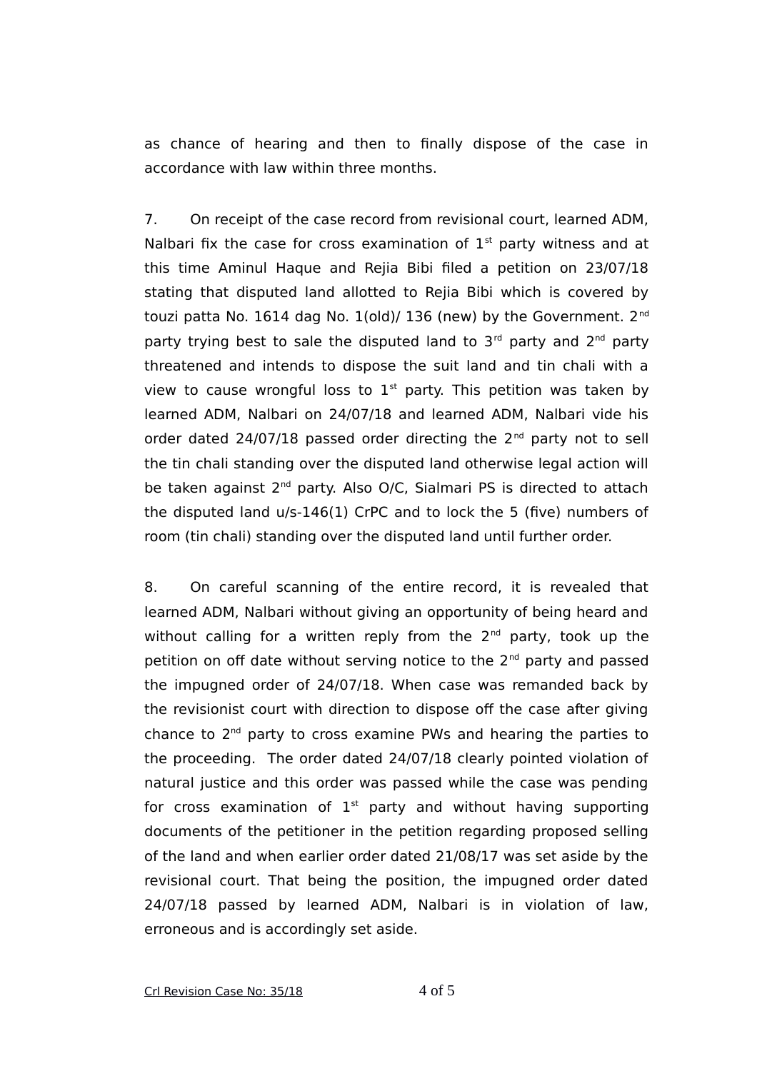as chance of hearing and then to finally dispose of the case in accordance with law within three months.

7. On receipt of the case record from revisional court, learned ADM, Nalbari fix the case for cross examination of 1st party witness and at this time Aminul Haque and Rejia Bibi filed a petition on 23/07/18 stating that disputed land allotted to Rejia Bibi which is covered by touzi patta No. 1614 dag No. 1(old)/ 136 (new) by the Government. 2nd party trying best to sale the disputed land to 3rd party and 2nd party threatened and intends to dispose the suit land and tin chali with a view to cause wrongful loss to 1st party. This petition was taken by learned ADM, Nalbari on 24/07/18 and learned ADM, Nalbari vide his order dated 24/07/18 passed order directing the 2nd party not to sell the tin chali standing over the disputed land otherwise legal action will be taken against 2nd party. Also O/C, Sialmari PS is directed to attach the disputed land u/s-146(1) CrPC and to lock the 5 (five) numbers of room (tin chali) standing over the disputed land until further order.

8. On careful scanning of the entire record, it is revealed that learned ADM, Nalbari without giving an opportunity of being heard and without calling for a written reply from the 2nd party, took up the petition on off date without serving notice to the 2nd party and passed the impugned order of 24/07/18. When case was remanded back by the revisionist court with direction to dispose off the case after giving chance to 2nd party to cross examine PWs and hearing the parties to the proceeding. The order dated 24/07/18 clearly pointed violation of natural justice and this order was passed while the case was pending for cross examination of 1st party and without having supporting documents of the petitioner in the petition regarding proposed selling of the land and when earlier order dated 21/08/17 was set aside by the revisional court. That being the position, the impugned order dated 24/07/18 passed by learned ADM, Nalbari is in violation of law, erroneous and is accordingly set aside.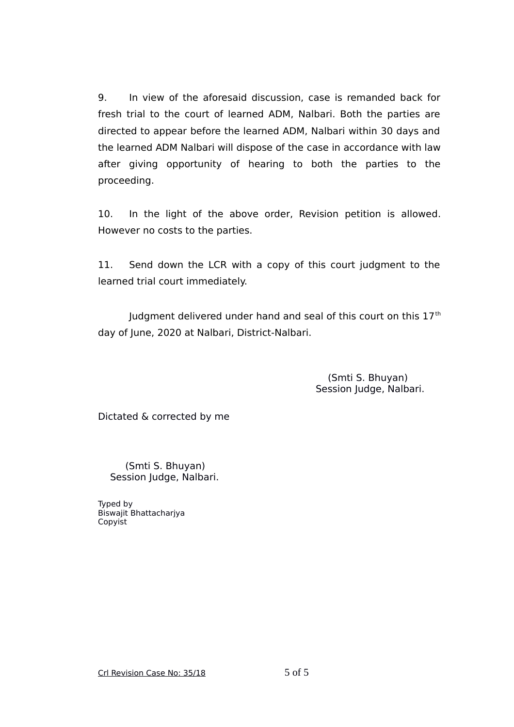9. In view of the aforesaid discussion, case is remanded back for fresh trial to the court of learned ADM, Nalbari. Both the parties are directed to appear before the learned ADM, Nalbari within 30 days and the learned ADM Nalbari will dispose of the case in accordance with law after giving opportunity of hearing to both the parties to the proceeding.

10. In the light of the above order, Revision petition is allowed. However no costs to the parties.

11. Send down the LCR with a copy of this court judgment to the learned trial court immediately.

Judgment delivered under hand and seal of this court on this 17th day of June, 2020 at Nalbari, District-Nalbari.

(Smti S. Bhuyan)
Session Judge, Nalbari.

Dictated & corrected by me

(Smti S. Bhuyan)
Session Judge, Nalbari.

Typed by
Biswajit Bhattacharjya
Copyist